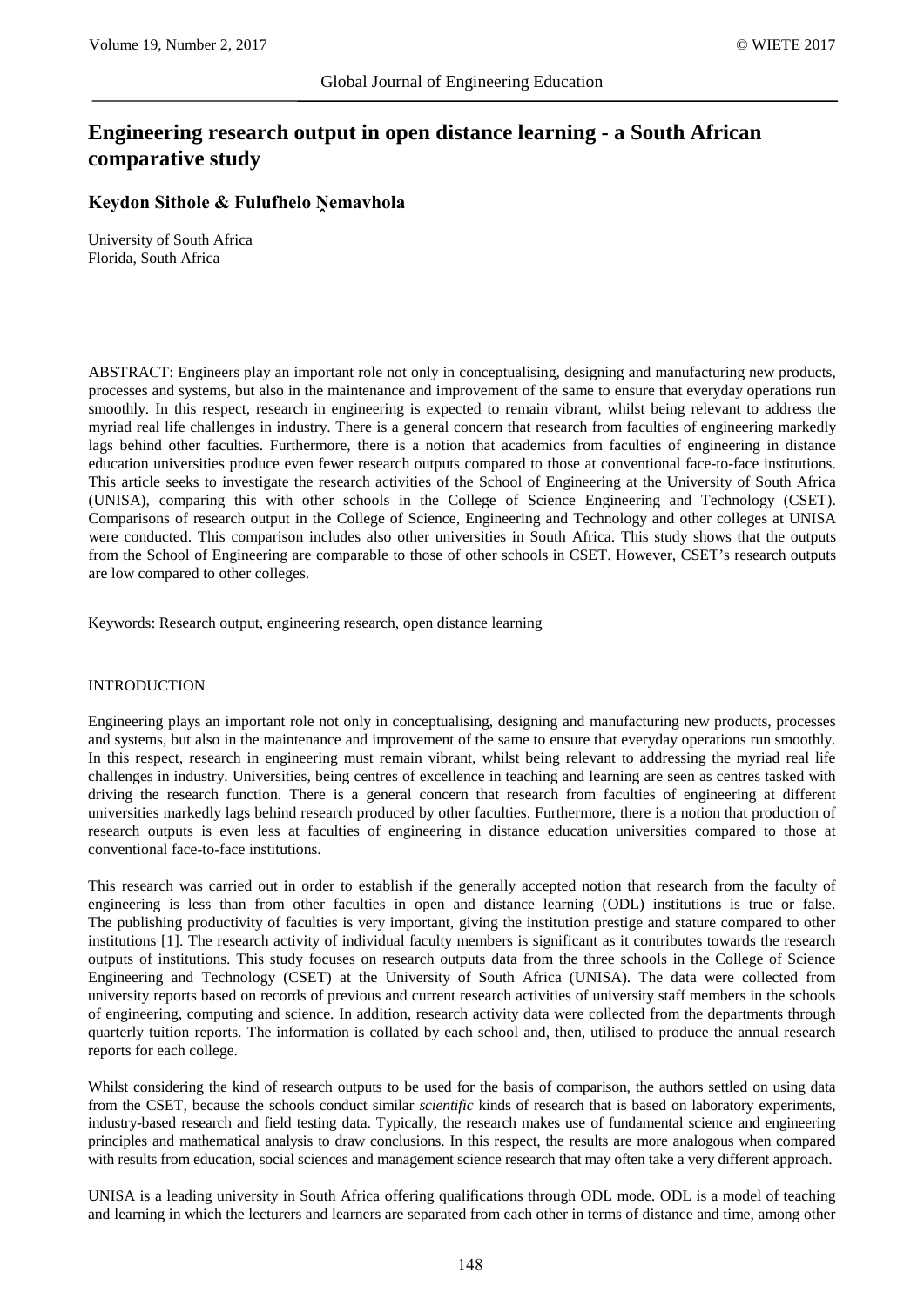# Engineering research output in open distance learning - a South African comparative study

**Keydon Sithole & Fulufhelo Ṋemavhola**

University of South Africa
Florida, South Africa

ABSTRACT: Engineers play an important role not only in conceptualising, designing and manufacturing new products, processes and systems, but also in the maintenance and improvement of the same to ensure that everyday operations run smoothly. In this respect, research in engineering is expected to remain vibrant, whilst being relevant to address the myriad real life challenges in industry. There is a general concern that research from faculties of engineering markedly lags behind other faculties. Furthermore, there is a notion that academics from faculties of engineering in distance education universities produce even fewer research outputs compared to those at conventional face-to-face institutions. This article seeks to investigate the research activities of the School of Engineering at the University of South Africa (UNISA), comparing this with other schools in the College of Science Engineering and Technology (CSET). Comparisons of research output in the College of Science, Engineering and Technology and other colleges at UNISA were conducted. This comparison includes also other universities in South Africa. This study shows that the outputs from the School of Engineering are comparable to those of other schools in CSET. However, CSET's research outputs are low compared to other colleges.

Keywords: Research output, engineering research, open distance learning

## INTRODUCTION

Engineering plays an important role not only in conceptualising, designing and manufacturing new products, processes and systems, but also in the maintenance and improvement of the same to ensure that everyday operations run smoothly. In this respect, research in engineering must remain vibrant, whilst being relevant to addressing the myriad real life challenges in industry. Universities, being centres of excellence in teaching and learning are seen as centres tasked with driving the research function. There is a general concern that research from faculties of engineering at different universities markedly lags behind research produced by other faculties. Furthermore, there is a notion that production of research outputs is even less at faculties of engineering in distance education universities compared to those at conventional face-to-face institutions.

This research was carried out in order to establish if the generally accepted notion that research from the faculty of engineering is less than from other faculties in open and distance learning (ODL) institutions is true or false. The publishing productivity of faculties is very important, giving the institution prestige and stature compared to other institutions [1]. The research activity of individual faculty members is significant as it contributes towards the research outputs of institutions. This study focuses on research outputs data from the three schools in the College of Science Engineering and Technology (CSET) at the University of South Africa (UNISA). The data were collected from university reports based on records of previous and current research activities of university staff members in the schools of engineering, computing and science. In addition, research activity data were collected from the departments through quarterly tuition reports. The information is collated by each school and, then, utilised to produce the annual research reports for each college.

Whilst considering the kind of research outputs to be used for the basis of comparison, the authors settled on using data from the CSET, because the schools conduct similar *scientific* kinds of research that is based on laboratory experiments, industry-based research and field testing data. Typically, the research makes use of fundamental science and engineering principles and mathematical analysis to draw conclusions. In this respect, the results are more analogous when compared with results from education, social sciences and management science research that may often take a very different approach.

UNISA is a leading university in South Africa offering qualifications through ODL mode. ODL is a model of teaching and learning in which the lecturers and learners are separated from each other in terms of distance and time, among other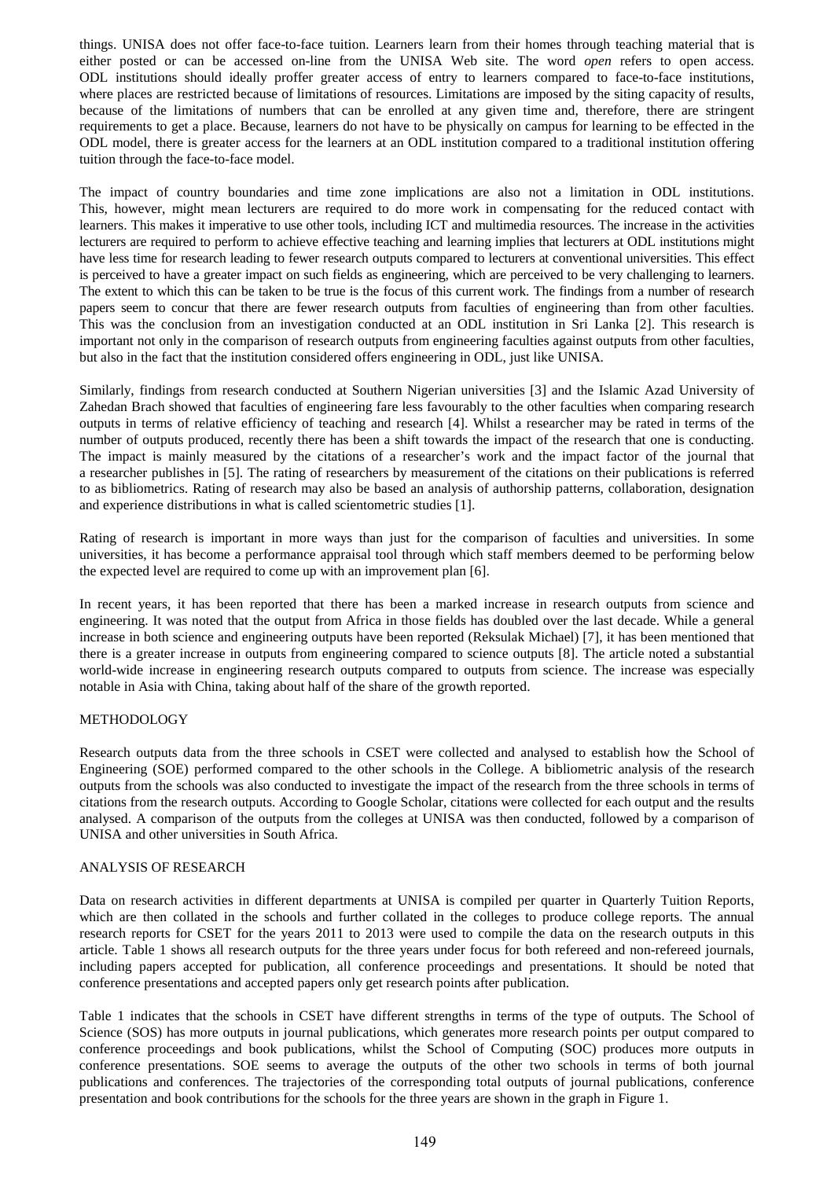things. UNISA does not offer face-to-face tuition. Learners learn from their homes through teaching material that is either posted or can be accessed on-line from the UNISA Web site. The word *open* refers to open access. ODL institutions should ideally proffer greater access of entry to learners compared to face-to-face institutions, where places are restricted because of limitations of resources. Limitations are imposed by the siting capacity of results, because of the limitations of numbers that can be enrolled at any given time and, therefore, there are stringent requirements to get a place. Because, learners do not have to be physically on campus for learning to be effected in the ODL model, there is greater access for the learners at an ODL institution compared to a traditional institution offering tuition through the face-to-face model.

The impact of country boundaries and time zone implications are also not a limitation in ODL institutions. This, however, might mean lecturers are required to do more work in compensating for the reduced contact with learners. This makes it imperative to use other tools, including ICT and multimedia resources. The increase in the activities lecturers are required to perform to achieve effective teaching and learning implies that lecturers at ODL institutions might have less time for research leading to fewer research outputs compared to lecturers at conventional universities. This effect is perceived to have a greater impact on such fields as engineering, which are perceived to be very challenging to learners. The extent to which this can be taken to be true is the focus of this current work. The findings from a number of research papers seem to concur that there are fewer research outputs from faculties of engineering than from other faculties. This was the conclusion from an investigation conducted at an ODL institution in Sri Lanka [2]. This research is important not only in the comparison of research outputs from engineering faculties against outputs from other faculties, but also in the fact that the institution considered offers engineering in ODL, just like UNISA.

Similarly, findings from research conducted at Southern Nigerian universities [3] and the Islamic Azad University of Zahedan Brach showed that faculties of engineering fare less favourably to the other faculties when comparing research outputs in terms of relative efficiency of teaching and research [4]. Whilst a researcher may be rated in terms of the number of outputs produced, recently there has been a shift towards the impact of the research that one is conducting. The impact is mainly measured by the citations of a researcher's work and the impact factor of the journal that a researcher publishes in [5]. The rating of researchers by measurement of the citations on their publications is referred to as bibliometrics. Rating of research may also be based an analysis of authorship patterns, collaboration, designation and experience distributions in what is called scientometric studies [1].

Rating of research is important in more ways than just for the comparison of faculties and universities. In some universities, it has become a performance appraisal tool through which staff members deemed to be performing below the expected level are required to come up with an improvement plan [6].

In recent years, it has been reported that there has been a marked increase in research outputs from science and engineering. It was noted that the output from Africa in those fields has doubled over the last decade. While a general increase in both science and engineering outputs have been reported (Reksulak Michael) [7], it has been mentioned that there is a greater increase in outputs from engineering compared to science outputs [8]. The article noted a substantial world-wide increase in engineering research outputs compared to outputs from science. The increase was especially notable in Asia with China, taking about half of the share of the growth reported.

## METHODOLOGY

Research outputs data from the three schools in CSET were collected and analysed to establish how the School of Engineering (SOE) performed compared to the other schools in the College. A bibliometric analysis of the research outputs from the schools was also conducted to investigate the impact of the research from the three schools in terms of citations from the research outputs. According to Google Scholar, citations were collected for each output and the results analysed. A comparison of the outputs from the colleges at UNISA was then conducted, followed by a comparison of UNISA and other universities in South Africa.

## ANALYSIS OF RESEARCH

Data on research activities in different departments at UNISA is compiled per quarter in Quarterly Tuition Reports, which are then collated in the schools and further collated in the colleges to produce college reports. The annual research reports for CSET for the years 2011 to 2013 were used to compile the data on the research outputs in this article. Table 1 shows all research outputs for the three years under focus for both refereed and non-refereed journals, including papers accepted for publication, all conference proceedings and presentations. It should be noted that conference presentations and accepted papers only get research points after publication.

Table 1 indicates that the schools in CSET have different strengths in terms of the type of outputs. The School of Science (SOS) has more outputs in journal publications, which generates more research points per output compared to conference proceedings and book publications, whilst the School of Computing (SOC) produces more outputs in conference presentations. SOE seems to average the outputs of the other two schools in terms of both journal publications and conferences. The trajectories of the corresponding total outputs of journal publications, conference presentation and book contributions for the schools for the three years are shown in the graph in Figure 1.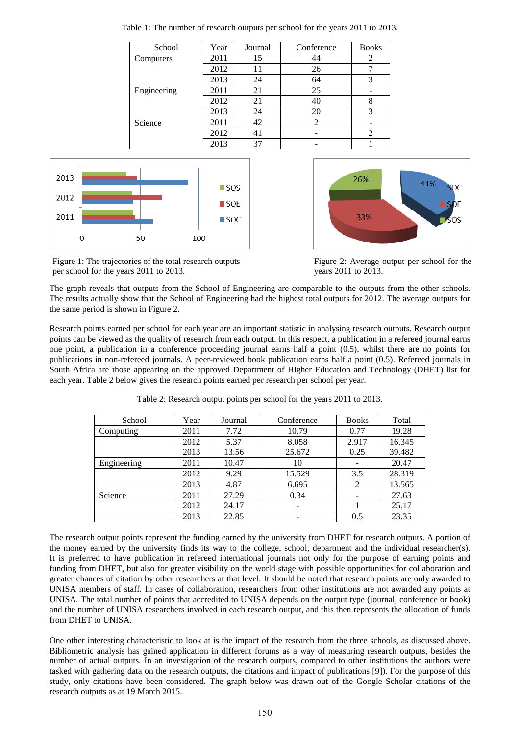Table 1: The number of research outputs per school for the years 2011 to 2013.

| School | Year | Journal | Conference | Books |
|---|---|---|---|---|
| Computers | 2011 | 15 | 44 | 2 |
| | 2012 | 11 | 26 | 7 |
| | 2013 | 24 | 64 | 3 |
| Engineering | 2011 | 21 | 25 | - |
| | 2012 | 21 | 40 | 8 |
| | 2013 | 24 | 20 | 3 |
| Science | 2011 | 42 | 2 | - |
| | 2012 | 41 | - | 2 |
| | 2013 | 37 | - | 1 |

Figure 1: The trajectories of the total research outputs per school for the years 2011 to 2013.

Figure 2: Average output per school for the years 2011 to 2013.

The graph reveals that outputs from the School of Engineering are comparable to the outputs from the other schools. The results actually show that the School of Engineering had the highest total outputs for 2012. The average outputs for the same period is shown in Figure 2.

Research points earned per school for each year are an important statistic in analysing research outputs. Research output points can be viewed as the quality of research from each output. In this respect, a publication in a refereed journal earns one point, a publication in a conference proceeding journal earns half a point (0.5), whilst there are no points for publications in non-refereed journals. A peer-reviewed book publication earns half a point (0.5). Refereed journals in South Africa are those appearing on the approved Department of Higher Education and Technology (DHET) list for each year. Table 2 below gives the research points earned per research per school per year.

Table 2: Research output points per school for the years 2011 to 2013.

| School | Year | Journal | Conference | Books | Total |
|---|---|---|---|---|---|
| Computing | 2011 | 7.72 | 10.79 | 0.77 | 19.28 |
| | 2012 | 5.37 | 8.058 | 2.917 | 16.345 |
| | 2013 | 13.56 | 25.672 | 0.25 | 39.482 |
| Engineering | 2011 | 10.47 | 10 | - | 20.47 |
| | 2012 | 9.29 | 15.529 | 3.5 | 28.319 |
| | 2013 | 4.87 | 6.695 | 2 | 13.565 |
| Science | 2011 | 27.29 | 0.34 | - | 27.63 |
| | 2012 | 24.17 | - | 1 | 25.17 |
| | 2013 | 22.85 | - | 0.5 | 23.35 |

The research output points represent the funding earned by the university from DHET for research outputs. A portion of the money earned by the university finds its way to the college, school, department and the individual researcher(s). It is preferred to have publication in refereed international journals not only for the purpose of earning points and funding from DHET, but also for greater visibility on the world stage with possible opportunities for collaboration and greater chances of citation by other researchers at that level. It should be noted that research points are only awarded to UNISA members of staff. In cases of collaboration, researchers from other institutions are not awarded any points at UNISA. The total number of points that accredited to UNISA depends on the output type (journal, conference or book) and the number of UNISA researchers involved in each research output, and this then represents the allocation of funds from DHET to UNISA.

One other interesting characteristic to look at is the impact of the research from the three schools, as discussed above. Bibliometric analysis has gained application in different forums as a way of measuring research outputs, besides the number of actual outputs. In an investigation of the research outputs, compared to other institutions the authors were tasked with gathering data on the research outputs, the citations and impact of publications [9]). For the purpose of this study, only citations have been considered. The graph below was drawn out of the Google Scholar citations of the research outputs as at 19 March 2015.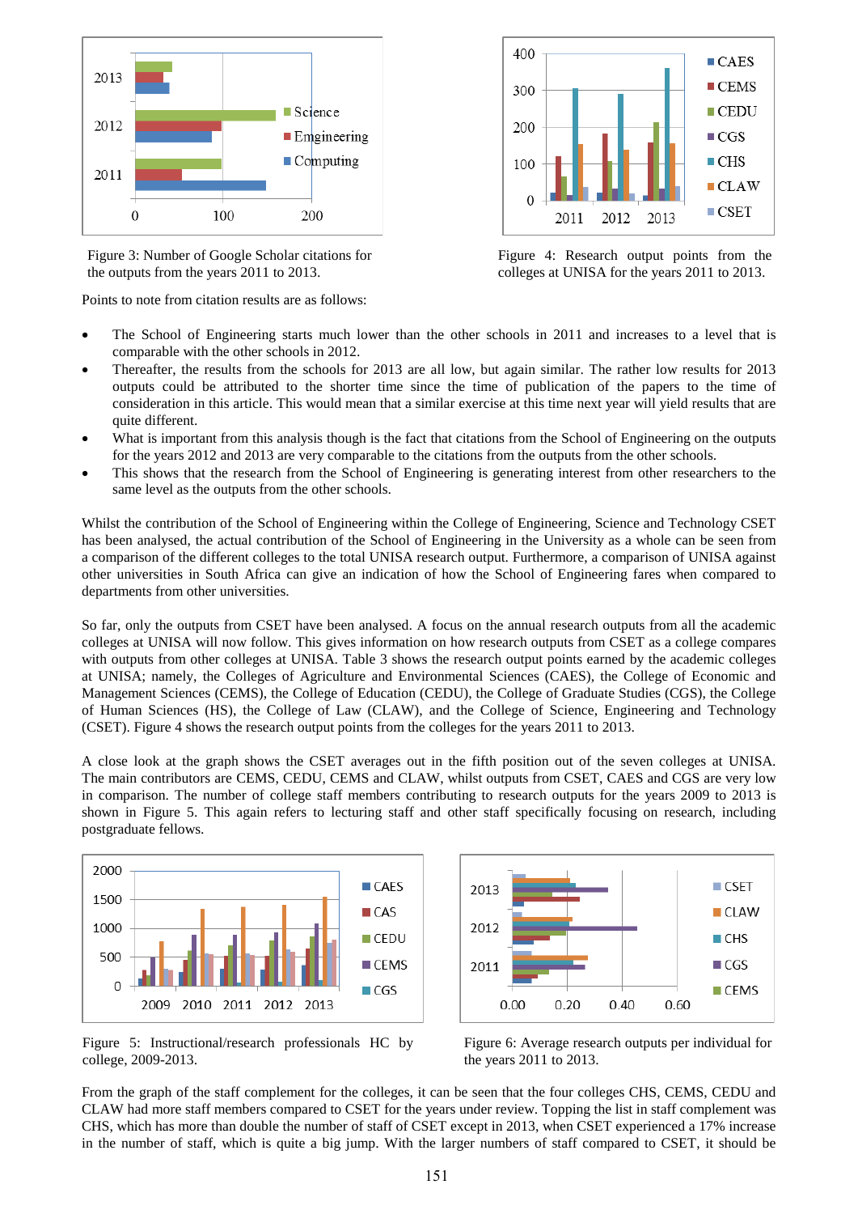Figure 3: Number of Google Scholar citations for the outputs from the years 2011 to 2013.

Figure 4: Research output points from the colleges at UNISA for the years 2011 to 2013.

Points to note from citation results are as follows:

- The School of Engineering starts much lower than the other schools in 2011 and increases to a level that is comparable with the other schools in 2012.
- Thereafter, the results from the schools for 2013 are all low, but again similar. The rather low results for 2013 outputs could be attributed to the shorter time since the time of publication of the papers to the time of consideration in this article. This would mean that a similar exercise at this time next year will yield results that are quite different.
- What is important from this analysis though is the fact that citations from the School of Engineering on the outputs for the years 2012 and 2013 are very comparable to the citations from the outputs from the other schools.
- This shows that the research from the School of Engineering is generating interest from other researchers to the same level as the outputs from the other schools.

Whilst the contribution of the School of Engineering within the College of Engineering, Science and Technology CSET has been analysed, the actual contribution of the School of Engineering in the University as a whole can be seen from a comparison of the different colleges to the total UNISA research output. Furthermore, a comparison of UNISA against other universities in South Africa can give an indication of how the School of Engineering fares when compared to departments from other universities.

So far, only the outputs from CSET have been analysed. A focus on the annual research outputs from all the academic colleges at UNISA will now follow. This gives information on how research outputs from CSET as a college compares with outputs from other colleges at UNISA. Table 3 shows the research output points earned by the academic colleges at UNISA; namely, the Colleges of Agriculture and Environmental Sciences (CAES), the College of Economic and Management Sciences (CEMS), the College of Education (CEDU), the College of Graduate Studies (CGS), the College of Human Sciences (HS), the College of Law (CLAW), and the College of Science, Engineering and Technology (CSET). Figure 4 shows the research output points from the colleges for the years 2011 to 2013.

A close look at the graph shows the CSET averages out in the fifth position out of the seven colleges at UNISA. The main contributors are CEMS, CEDU, CEMS and CLAW, whilst outputs from CSET, CAES and CGS are very low in comparison. The number of college staff members contributing to research outputs for the years 2009 to 2013 is shown in Figure 5. This again refers to lecturing staff and other staff specifically focusing on research, including postgraduate fellows.

Figure 5: Instructional/research professionals HC by college, 2009-2013.

Figure 6: Average research outputs per individual for the years 2011 to 2013.

From the graph of the staff complement for the colleges, it can be seen that the four colleges CHS, CEMS, CEDU and CLAW had more staff members compared to CSET for the years under review. Topping the list in staff complement was CHS, which has more than double the number of staff of CSET except in 2013, when CSET experienced a 17% increase in the number of staff, which is quite a big jump. With the larger numbers of staff compared to CSET, it should be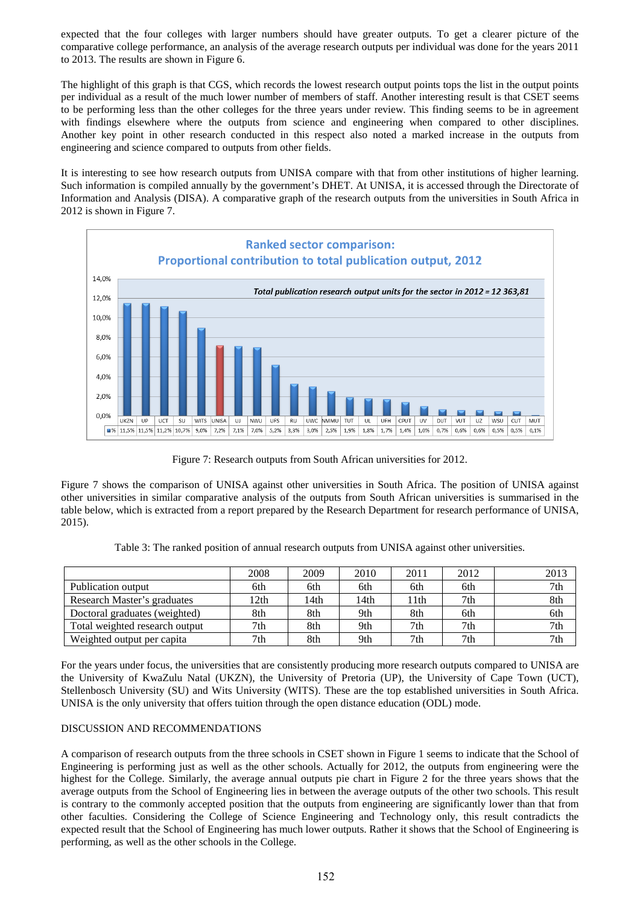expected that the four colleges with larger numbers should have greater outputs. To get a clearer picture of the comparative college performance, an analysis of the average research outputs per individual was done for the years 2011 to 2013. The results are shown in Figure 6.

The highlight of this graph is that CGS, which records the lowest research output points tops the list in the output points per individual as a result of the much lower number of members of staff. Another interesting result is that CSET seems to be performing less than the other colleges for the three years under review. This finding seems to be in agreement with findings elsewhere where the outputs from science and engineering when compared to other disciplines. Another key point in other research conducted in this respect also noted a marked increase in the outputs from engineering and science compared to outputs from other fields.

It is interesting to see how research outputs from UNISA compare with that from other institutions of higher learning. Such information is compiled annually by the government's DHET. At UNISA, it is accessed through the Directorate of Information and Analysis (DISA). A comparative graph of the research outputs from the universities in South Africa in 2012 is shown in Figure 7.

**Ranked sector comparison: Proportional contribution to total publication output, 2012**

*Total publication research output units for the sector in 2012 = 12 363,81*

| | UKZN | UP | UCT | SU | WITS | UNISA | UJ | NWU | UFS | RU | UWC | NMMU | TUT | UL | UFH | CPUT | UV | DUT | VUT | UZ | WSU | CUT | MUT |
|---|---|---|---|---|---|---|---|---|---|---|---|---|---|---|---|---|---|---|---|---|---|---|---|
| % | 11,5% | 11,5% | 11,2% | 10,7% | 9,0% | 7,2% | 7,1% | 7,0% | 5,2% | 3,3% | 3,0% | 2,5% | 1,9% | 1,8% | 1,7% | 1,4% | 1,0% | 0,7% | 0,6% | 0,6% | 0,5% | 0,5% | 0,1% |

Figure 7: Research outputs from South African universities for 2012.

Figure 7 shows the comparison of UNISA against other universities in South Africa. The position of UNISA against other universities in similar comparative analysis of the outputs from South African universities is summarised in the table below, which is extracted from a report prepared by the Research Department for research performance of UNISA, 2015).

Table 3: The ranked position of annual research outputs from UNISA against other universities.

| | 2008 | 2009 | 2010 | 2011 | 2012 | 2013 |
|---|---|---|---|---|---|---|
| Publication output | 6th | 6th | 6th | 6th | 6th | 7th |
| Research Master's graduates | 12th | 14th | 14th | 11th | 7th | 8th |
| Doctoral graduates (weighted) | 8th | 8th | 9th | 8th | 6th | 6th |
| Total weighted research output | 7th | 8th | 9th | 7th | 7th | 7th |
| Weighted output per capita | 7th | 8th | 9th | 7th | 7th | 7th |

For the years under focus, the universities that are consistently producing more research outputs compared to UNISA are the University of KwaZulu Natal (UKZN), the University of Pretoria (UP), the University of Cape Town (UCT), Stellenbosch University (SU) and Wits University (WITS). These are the top established universities in South Africa. UNISA is the only university that offers tuition through the open distance education (ODL) mode.

## DISCUSSION AND RECOMMENDATIONS

A comparison of research outputs from the three schools in CSET shown in Figure 1 seems to indicate that the School of Engineering is performing just as well as the other schools. Actually for 2012, the outputs from engineering were the highest for the College. Similarly, the average annual outputs pie chart in Figure 2 for the three years shows that the average outputs from the School of Engineering lies in between the average outputs of the other two schools. This result is contrary to the commonly accepted position that the outputs from engineering are significantly lower than that from other faculties. Considering the College of Science Engineering and Technology only, this result contradicts the expected result that the School of Engineering has much lower outputs. Rather it shows that the School of Engineering is performing, as well as the other schools in the College.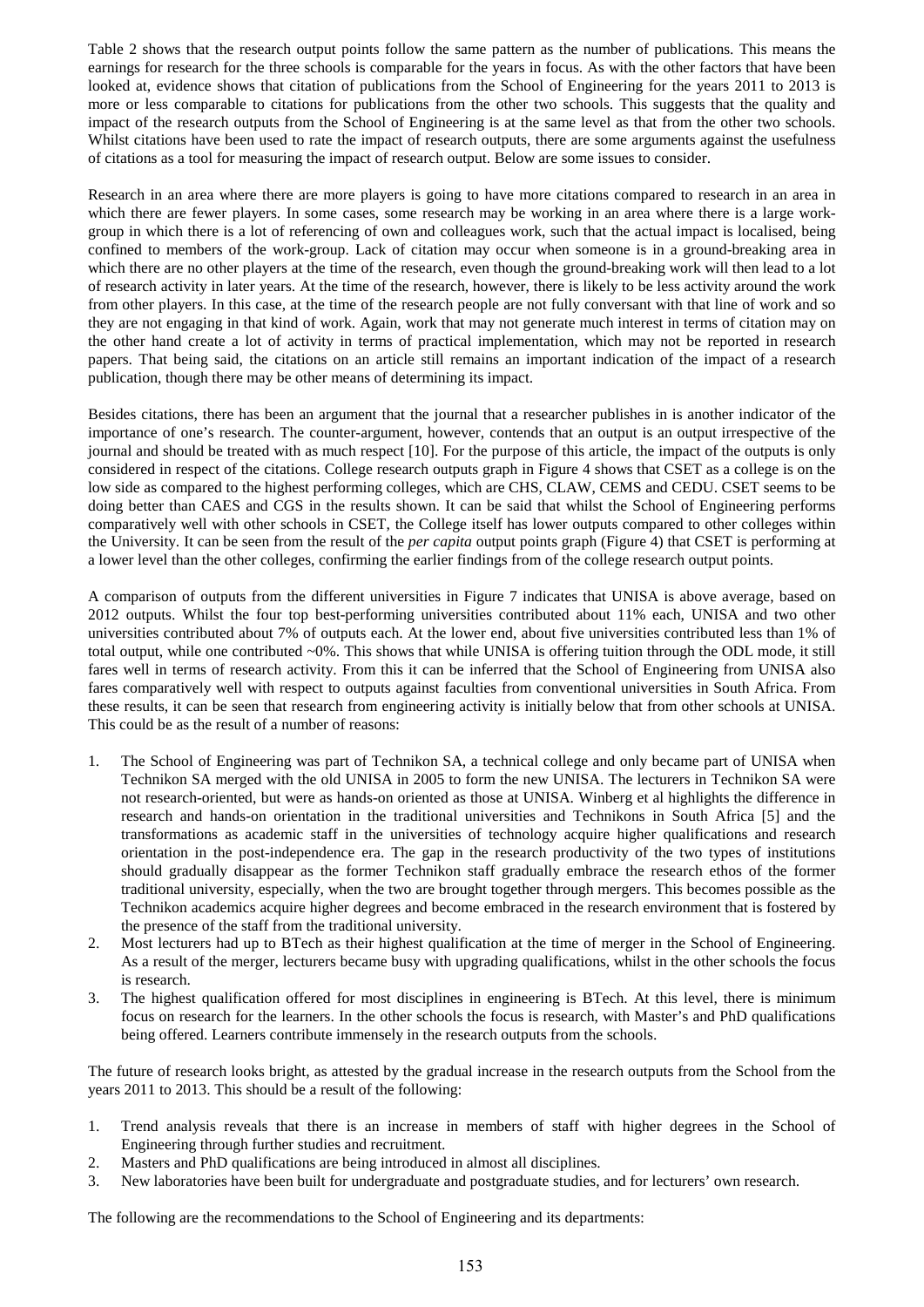Table 2 shows that the research output points follow the same pattern as the number of publications. This means the earnings for research for the three schools is comparable for the years in focus. As with the other factors that have been looked at, evidence shows that citation of publications from the School of Engineering for the years 2011 to 2013 is more or less comparable to citations for publications from the other two schools. This suggests that the quality and impact of the research outputs from the School of Engineering is at the same level as that from the other two schools. Whilst citations have been used to rate the impact of research outputs, there are some arguments against the usefulness of citations as a tool for measuring the impact of research output. Below are some issues to consider.

Research in an area where there are more players is going to have more citations compared to research in an area in which there are fewer players. In some cases, some research may be working in an area where there is a large work-group in which there is a lot of referencing of own and colleagues work, such that the actual impact is localised, being confined to members of the work-group. Lack of citation may occur when someone is in a ground-breaking area in which there are no other players at the time of the research, even though the ground-breaking work will then lead to a lot of research activity in later years. At the time of the research, however, there is likely to be less activity around the work from other players. In this case, at the time of the research people are not fully conversant with that line of work and so they are not engaging in that kind of work. Again, work that may not generate much interest in terms of citation may on the other hand create a lot of activity in terms of practical implementation, which may not be reported in research papers. That being said, the citations on an article still remains an important indication of the impact of a research publication, though there may be other means of determining its impact.

Besides citations, there has been an argument that the journal that a researcher publishes in is another indicator of the importance of one's research. The counter-argument, however, contends that an output is an output irrespective of the journal and should be treated with as much respect [10]. For the purpose of this article, the impact of the outputs is only considered in respect of the citations. College research outputs graph in Figure 4 shows that CSET as a college is on the low side as compared to the highest performing colleges, which are CHS, CLAW, CEMS and CEDU. CSET seems to be doing better than CAES and CGS in the results shown. It can be said that whilst the School of Engineering performs comparatively well with other schools in CSET, the College itself has lower outputs compared to other colleges within the University. It can be seen from the result of the *per capita* output points graph (Figure 4) that CSET is performing at a lower level than the other colleges, confirming the earlier findings from of the college research output points.

A comparison of outputs from the different universities in Figure 7 indicates that UNISA is above average, based on 2012 outputs. Whilst the four top best-performing universities contributed about 11% each, UNISA and two other universities contributed about 7% of outputs each. At the lower end, about five universities contributed less than 1% of total output, while one contributed ~0%. This shows that while UNISA is offering tuition through the ODL mode, it still fares well in terms of research activity. From this it can be inferred that the School of Engineering from UNISA also fares comparatively well with respect to outputs against faculties from conventional universities in South Africa. From these results, it can be seen that research from engineering activity is initially below that from other schools at UNISA. This could be as the result of a number of reasons:

1. The School of Engineering was part of Technikon SA, a technical college and only became part of UNISA when Technikon SA merged with the old UNISA in 2005 to form the new UNISA. The lecturers in Technikon SA were not research-oriented, but were as hands-on oriented as those at UNISA. Winberg et al highlights the difference in research and hands-on orientation in the traditional universities and Technikons in South Africa [5] and the transformations as academic staff in the universities of technology acquire higher qualifications and research orientation in the post-independence era. The gap in the research productivity of the two types of institutions should gradually disappear as the former Technikon staff gradually embrace the research ethos of the former traditional university, especially, when the two are brought together through mergers. This becomes possible as the Technikon academics acquire higher degrees and become embraced in the research environment that is fostered by the presence of the staff from the traditional university.
2. Most lecturers had up to BTech as their highest qualification at the time of merger in the School of Engineering. As a result of the merger, lecturers became busy with upgrading qualifications, whilst in the other schools the focus is research.
3. The highest qualification offered for most disciplines in engineering is BTech. At this level, there is minimum focus on research for the learners. In the other schools the focus is research, with Master's and PhD qualifications being offered. Learners contribute immensely in the research outputs from the schools.

The future of research looks bright, as attested by the gradual increase in the research outputs from the School from the years 2011 to 2013. This should be a result of the following:

1. Trend analysis reveals that there is an increase in members of staff with higher degrees in the School of Engineering through further studies and recruitment.
2. Masters and PhD qualifications are being introduced in almost all disciplines.
3. New laboratories have been built for undergraduate and postgraduate studies, and for lecturers' own research.

The following are the recommendations to the School of Engineering and its departments: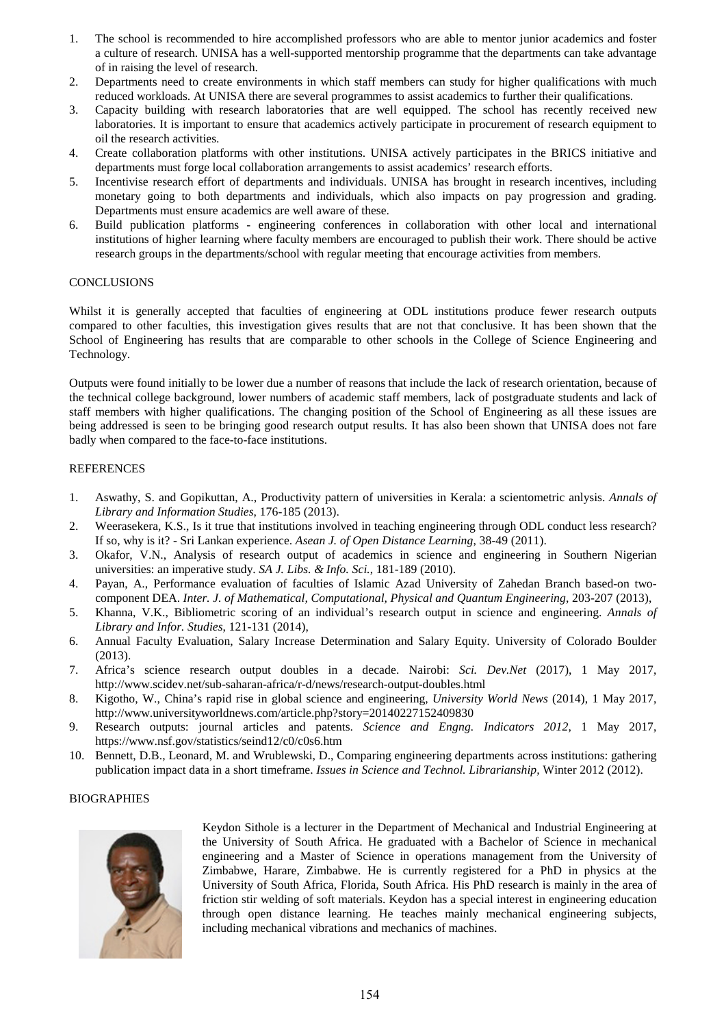1. The school is recommended to hire accomplished professors who are able to mentor junior academics and foster a culture of research. UNISA has a well-supported mentorship programme that the departments can take advantage of in raising the level of research.
2. Departments need to create environments in which staff members can study for higher qualifications with much reduced workloads. At UNISA there are several programmes to assist academics to further their qualifications.
3. Capacity building with research laboratories that are well equipped. The school has recently received new laboratories. It is important to ensure that academics actively participate in procurement of research equipment to oil the research activities.
4. Create collaboration platforms with other institutions. UNISA actively participates in the BRICS initiative and departments must forge local collaboration arrangements to assist academics' research efforts.
5. Incentivise research effort of departments and individuals. UNISA has brought in research incentives, including monetary going to both departments and individuals, which also impacts on pay progression and grading. Departments must ensure academics are well aware of these.
6. Build publication platforms - engineering conferences in collaboration with other local and international institutions of higher learning where faculty members are encouraged to publish their work. There should be active research groups in the departments/school with regular meeting that encourage activities from members.

## CONCLUSIONS

Whilst it is generally accepted that faculties of engineering at ODL institutions produce fewer research outputs compared to other faculties, this investigation gives results that are not that conclusive. It has been shown that the School of Engineering has results that are comparable to other schools in the College of Science Engineering and Technology.

Outputs were found initially to be lower due a number of reasons that include the lack of research orientation, because of the technical college background, lower numbers of academic staff members, lack of postgraduate students and lack of staff members with higher qualifications. The changing position of the School of Engineering as all these issues are being addressed is seen to be bringing good research output results. It has also been shown that UNISA does not fare badly when compared to the face-to-face institutions.

## REFERENCES

1. Aswathy, S. and Gopikuttan, A., Productivity pattern of universities in Kerala: a scientometric anlysis. *Annals of Library and Information Studies*, 176-185 (2013).
2. Weerasekera, K.S., Is it true that institutions involved in teaching engineering through ODL conduct less research? If so, why is it? - Sri Lankan experience. *Asean J. of Open Distance Learning*, 38-49 (2011).
3. Okafor, V.N., Analysis of research output of academics in science and engineering in Southern Nigerian universities: an imperative study. *SA J. Libs. & Info. Sci.*, 181-189 (2010).
4. Payan, A., Performance evaluation of faculties of Islamic Azad University of Zahedan Branch based-on two-component DEA. *Inter. J. of Mathematical, Computational, Physical and Quantum Engineering*, 203-207 (2013),
5. Khanna, V.K., Bibliometric scoring of an individual's research output in science and engineering. *Annals of Library and Infor. Studies*, 121-131 (2014),
6. Annual Faculty Evaluation, Salary Increase Determination and Salary Equity. University of Colorado Boulder (2013).
7. Africa's science research output doubles in a decade. Nairobi: *Sci. Dev.Net* (2017), 1 May 2017, http://www.scidev.net/sub-saharan-africa/r-d/news/research-output-doubles.html
8. Kigotho, W., China's rapid rise in global science and engineering, *University World News* (2014), 1 May 2017, http://www.universityworldnews.com/article.php?story=20140227152409830
9. Research outputs: journal articles and patents. *Science and Engng. Indicators 2012*, 1 May 2017, https://www.nsf.gov/statistics/seind12/c0/c0s6.htm
10. Bennett, D.B., Leonard, M. and Wrublewski, D., Comparing engineering departments across institutions: gathering publication impact data in a short timeframe. *Issues in Science and Technol. Librarianship*, Winter 2012 (2012).

## BIOGRAPHIES

Keydon Sithole is a lecturer in the Department of Mechanical and Industrial Engineering at the University of South Africa. He graduated with a Bachelor of Science in mechanical engineering and a Master of Science in operations management from the University of Zimbabwe, Harare, Zimbabwe. He is currently registered for a PhD in physics at the University of South Africa, Florida, South Africa. His PhD research is mainly in the area of friction stir welding of soft materials. Keydon has a special interest in engineering education through open distance learning. He teaches mainly mechanical engineering subjects, including mechanical vibrations and mechanics of machines.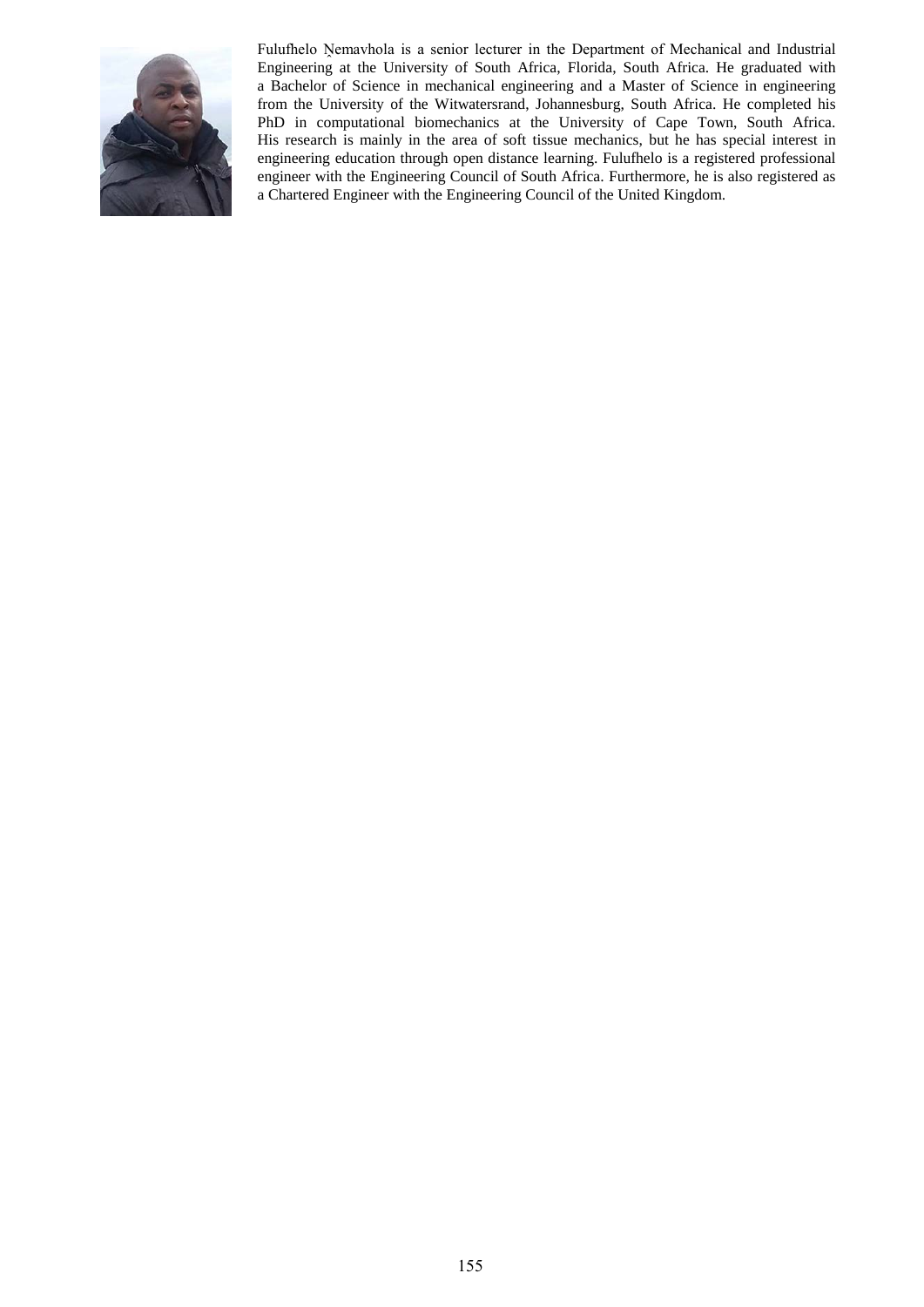Fulufhelo Ṋemavhola is a senior lecturer in the Department of Mechanical and Industrial Engineering at the University of South Africa, Florida, South Africa. He graduated with a Bachelor of Science in mechanical engineering and a Master of Science in engineering from the University of the Witwatersrand, Johannesburg, South Africa. He completed his PhD in computational biomechanics at the University of Cape Town, South Africa. His research is mainly in the area of soft tissue mechanics, but he has special interest in engineering education through open distance learning. Fulufhelo is a registered professional engineer with the Engineering Council of South Africa. Furthermore, he is also registered as a Chartered Engineer with the Engineering Council of the United Kingdom.